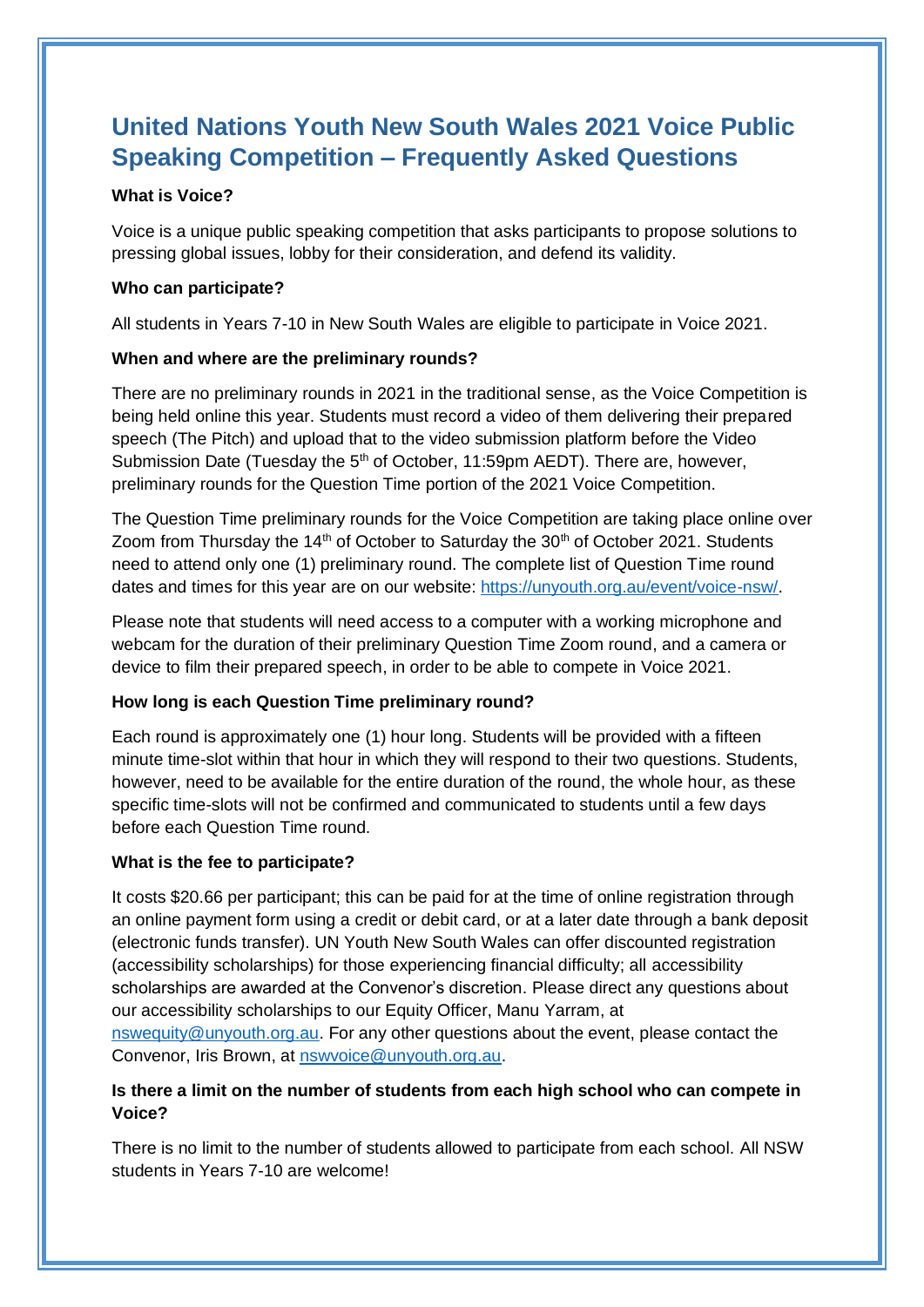# United Nations Youth New South Wales 2021 Voice Public Speaking Competition – Frequently Asked Questions

**What is Voice?**

Voice is a unique public speaking competition that asks participants to propose solutions to pressing global issues, lobby for their consideration, and defend its validity.

**Who can participate?**

All students in Years 7-10 in New South Wales are eligible to participate in Voice 2021.

**When and where are the preliminary rounds?**

There are no preliminary rounds in 2021 in the traditional sense, as the Voice Competition is being held online this year. Students must record a video of them delivering their prepared speech (The Pitch) and upload that to the video submission platform before the Video Submission Date (Tuesday the 5th of October, 11:59pm AEDT). There are, however, preliminary rounds for the Question Time portion of the 2021 Voice Competition.

The Question Time preliminary rounds for the Voice Competition are taking place online over Zoom from Thursday the 14th of October to Saturday the 30th of October 2021. Students need to attend only one (1) preliminary round. The complete list of Question Time round dates and times for this year are on our website: https://unyouth.org.au/event/voice-nsw/.

Please note that students will need access to a computer with a working microphone and webcam for the duration of their preliminary Question Time Zoom round, and a camera or device to film their prepared speech, in order to be able to compete in Voice 2021.

**How long is each Question Time preliminary round?**

Each round is approximately one (1) hour long. Students will be provided with a fifteen minute time-slot within that hour in which they will respond to their two questions. Students, however, need to be available for the entire duration of the round, the whole hour, as these specific time-slots will not be confirmed and communicated to students until a few days before each Question Time round.

**What is the fee to participate?**

It costs $20.66 per participant; this can be paid for at the time of online registration through an online payment form using a credit or debit card, or at a later date through a bank deposit (electronic funds transfer). UN Youth New South Wales can offer discounted registration (accessibility scholarships) for those experiencing financial difficulty; all accessibility scholarships are awarded at the Convenor's discretion. Please direct any questions about our accessibility scholarships to our Equity Officer, Manu Yarram, at nswequity@unyouth.org.au. For any other questions about the event, please contact the Convenor, Iris Brown, at nswvoice@unyouth.org.au.

**Is there a limit on the number of students from each high school who can compete in Voice?**

There is no limit to the number of students allowed to participate from each school. All NSW students in Years 7-10 are welcome!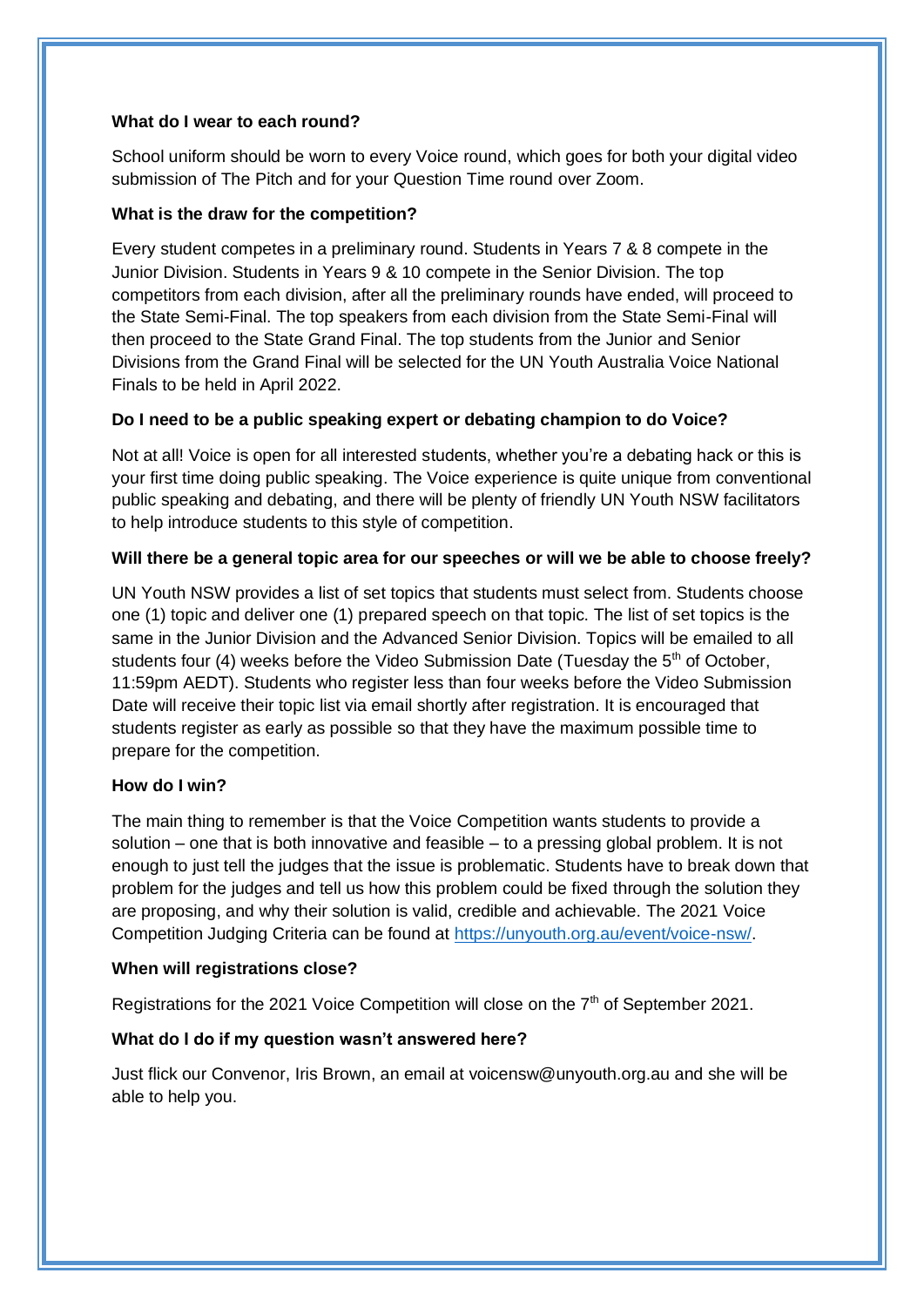**What do I wear to each round?**

School uniform should be worn to every Voice round, which goes for both your digital video submission of The Pitch and for your Question Time round over Zoom.

**What is the draw for the competition?**

Every student competes in a preliminary round. Students in Years 7 & 8 compete in the Junior Division. Students in Years 9 & 10 compete in the Senior Division. The top competitors from each division, after all the preliminary rounds have ended, will proceed to the State Semi-Final. The top speakers from each division from the State Semi-Final will then proceed to the State Grand Final. The top students from the Junior and Senior Divisions from the Grand Final will be selected for the UN Youth Australia Voice National Finals to be held in April 2022.

**Do I need to be a public speaking expert or debating champion to do Voice?**

Not at all! Voice is open for all interested students, whether you're a debating hack or this is your first time doing public speaking. The Voice experience is quite unique from conventional public speaking and debating, and there will be plenty of friendly UN Youth NSW facilitators to help introduce students to this style of competition.

**Will there be a general topic area for our speeches or will we be able to choose freely?**

UN Youth NSW provides a list of set topics that students must select from. Students choose one (1) topic and deliver one (1) prepared speech on that topic. The list of set topics is the same in the Junior Division and the Advanced Senior Division. Topics will be emailed to all students four (4) weeks before the Video Submission Date (Tuesday the 5th of October, 11:59pm AEDT). Students who register less than four weeks before the Video Submission Date will receive their topic list via email shortly after registration. It is encouraged that students register as early as possible so that they have the maximum possible time to prepare for the competition.

**How do I win?**

The main thing to remember is that the Voice Competition wants students to provide a solution – one that is both innovative and feasible – to a pressing global problem. It is not enough to just tell the judges that the issue is problematic. Students have to break down that problem for the judges and tell us how this problem could be fixed through the solution they are proposing, and why their solution is valid, credible and achievable. The 2021 Voice Competition Judging Criteria can be found at [https://unyouth.org.au/event/voice-nsw/](https://unyouth.org.au/event/voice-nsw/).

**When will registrations close?**

Registrations for the 2021 Voice Competition will close on the 7th of September 2021.

**What do I do if my question wasn't answered here?**

Just flick our Convenor, Iris Brown, an email at voicensw@unyouth.org.au and she will be able to help you.